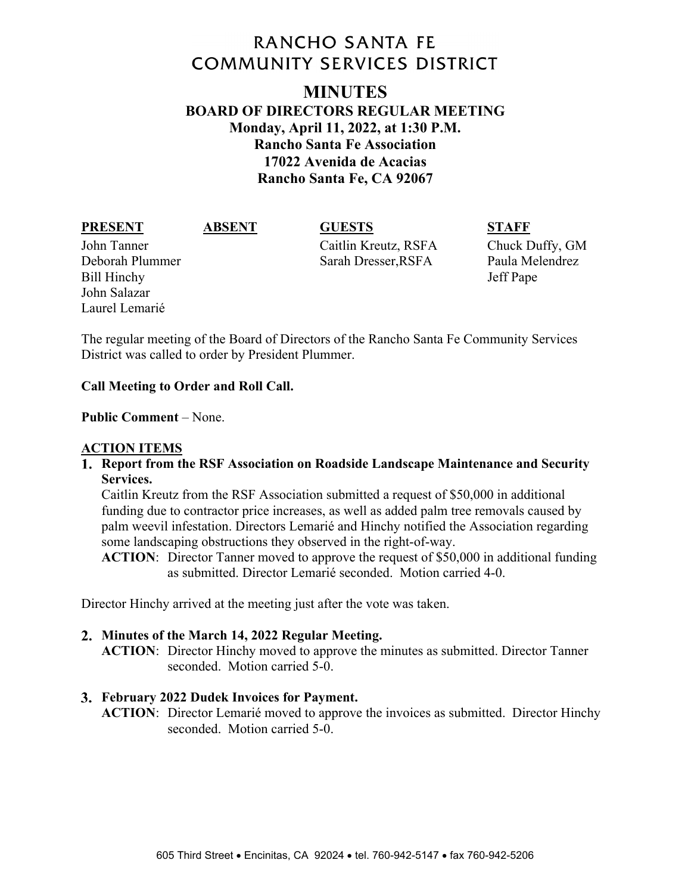# RANCHO SANTA FE COMMUNITY SERVICES DISTRICT

## MINUTES

### BOARD OF DIRECTORS REGULAR MEETING

**Monday, April 11, 2022, at 1:30 P.M.**
**Rancho Santa Fe Association**
**17022 Avenida de Acacias**
**Rancho Santa Fe, CA 92067**

| PRESENT | ABSENT | GUESTS | STAFF |
| --- | --- | --- | --- |
| John Tanner | | Caitlin Kreutz, RSFA | Chuck Duffy, GM |
| Deborah Plummer | | Sarah Dresser,RSFA | Paula Melendrez |
| Bill Hinchy | | | Jeff Pape |
| John Salazar | | | |
| Laurel Lemarié | | | |

The regular meeting of the Board of Directors of the Rancho Santa Fe Community Services District was called to order by President Plummer.

**Call Meeting to Order and Roll Call.**

**Public Comment** – None.

**ACTION ITEMS**

1. **Report from the RSF Association on Roadside Landscape Maintenance and Security Services.**
   Caitlin Kreutz from the RSF Association submitted a request of $50,000 in additional funding due to contractor price increases, as well as added palm tree removals caused by palm weevil infestation. Directors Lemarié and Hinchy notified the Association regarding some landscaping obstructions they observed in the right-of-way.
   **ACTION**: Director Tanner moved to approve the request of $50,000 in additional funding as submitted. Director Lemarié seconded. Motion carried 4-0.

Director Hinchy arrived at the meeting just after the vote was taken.

2. **Minutes of the March 14, 2022 Regular Meeting.**
   **ACTION**: Director Hinchy moved to approve the minutes as submitted. Director Tanner seconded. Motion carried 5-0.

3. **February 2022 Dudek Invoices for Payment.**
   **ACTION**: Director Lemarié moved to approve the invoices as submitted. Director Hinchy seconded. Motion carried 5-0.

605 Third Street • Encinitas, CA 92024 • tel. 760-942-5147 • fax 760-942-5206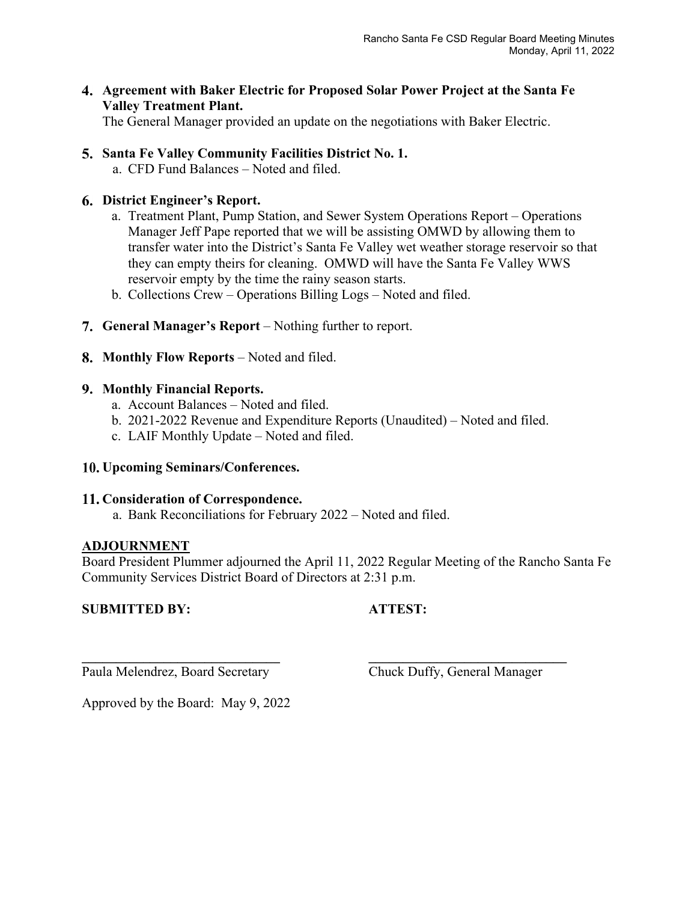4. **Agreement with Baker Electric for Proposed Solar Power Project at the Santa Fe Valley Treatment Plant.**
   The General Manager provided an update on the negotiations with Baker Electric.

5. **Santa Fe Valley Community Facilities District No. 1.**
   a. CFD Fund Balances – Noted and filed.

6. **District Engineer's Report.**
   a. Treatment Plant, Pump Station, and Sewer System Operations Report – Operations Manager Jeff Pape reported that we will be assisting OMWD by allowing them to transfer water into the District's Santa Fe Valley wet weather storage reservoir so that they can empty theirs for cleaning. OMWD will have the Santa Fe Valley WWS reservoir empty by the time the rainy season starts.
   b. Collections Crew – Operations Billing Logs – Noted and filed.

7. **General Manager's Report** – Nothing further to report.

8. **Monthly Flow Reports** – Noted and filed.

9. **Monthly Financial Reports.**
   a. Account Balances – Noted and filed.
   b. 2021-2022 Revenue and Expenditure Reports (Unaudited) – Noted and filed.
   c. LAIF Monthly Update – Noted and filed.

10. **Upcoming Seminars/Conferences.**

11. **Consideration of Correspondence.**
    a. Bank Reconciliations for February 2022 – Noted and filed.

**ADJOURNMENT**

Board President Plummer adjourned the April 11, 2022 Regular Meeting of the Rancho Santa Fe Community Services District Board of Directors at 2:31 p.m.

**SUBMITTED BY:** **ATTEST:**

______________________________ ______________________________

Paula Melendrez, Board Secretary Chuck Duffy, General Manager

Approved by the Board: May 9, 2022